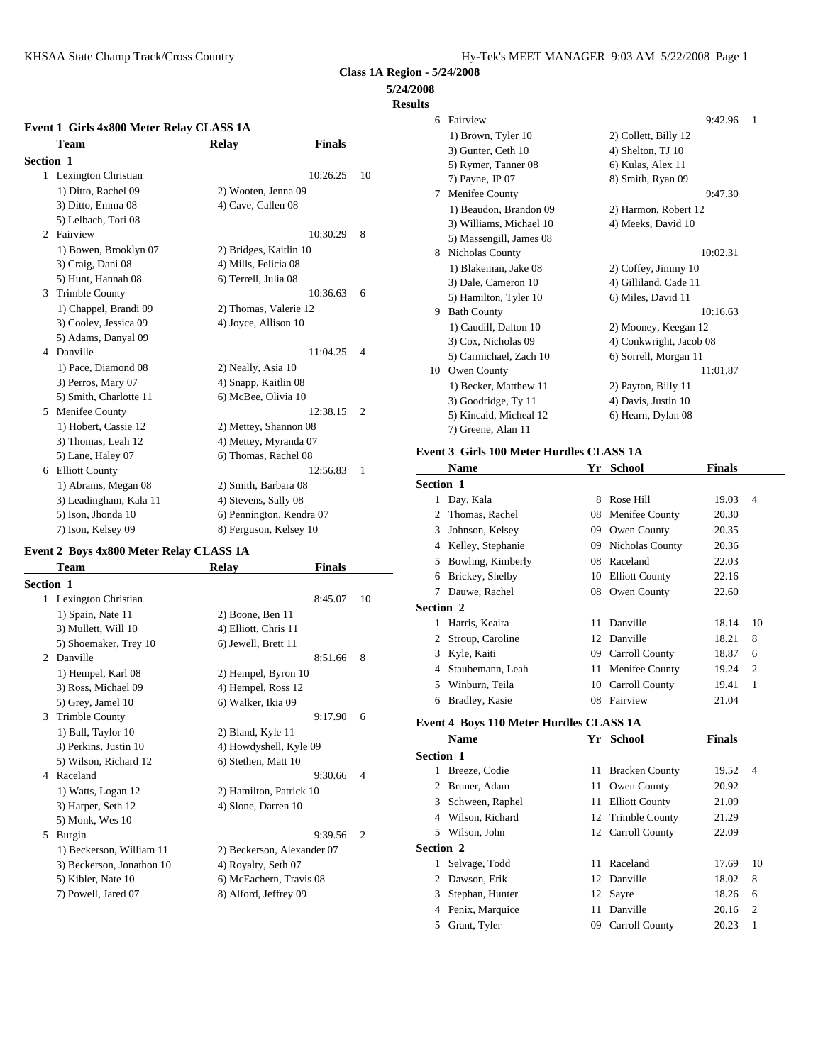**Class 1A Region - 5/24/2008**

**5/24/2008**

**Results**

### Event 1 Girls 4x800 Meter Relay CLASS 1A

| | Team | Relay | Finals | |
|---|---|---|---|---|
| **Section 1** | | | | |
| 1 | Lexington Christian | | 10:26.25 | 10 |
| | 1) Ditto, Rachel 09 | 2) Wooten, Jenna 09 | | |
| | 3) Ditto, Emma 08 | 4) Cave, Callen 08 | | |
| | 5) Lelbach, Tori 08 | | | |
| 2 | Fairview | | 10:30.29 | 8 |
| | 1) Bowen, Brooklyn 07 | 2) Bridges, Kaitlin 10 | | |
| | 3) Craig, Dani 08 | 4) Mills, Felicia 08 | | |
| | 5) Hunt, Hannah 08 | 6) Terrell, Julia 08 | | |
| 3 | Trimble County | | 10:36.63 | 6 |
| | 1) Chappel, Brandi 09 | 2) Thomas, Valerie 12 | | |
| | 3) Cooley, Jessica 09 | 4) Joyce, Allison 10 | | |
| | 5) Adams, Danyal 09 | | | |
| 4 | Danville | | 11:04.25 | 4 |
| | 1) Pace, Diamond 08 | 2) Neally, Asia 10 | | |
| | 3) Perros, Mary 07 | 4) Snapp, Kaitlin 08 | | |
| | 5) Smith, Charlotte 11 | 6) McBee, Olivia 10 | | |
| 5 | Menifee County | | 12:38.15 | 2 |
| | 1) Hobert, Cassie 12 | 2) Mettey, Shannon 08 | | |
| | 3) Thomas, Leah 12 | 4) Mettey, Myranda 07 | | |
| | 5) Lane, Haley 07 | 6) Thomas, Rachel 08 | | |
| 6 | Elliott County | | 12:56.83 | 1 |
| | 1) Abrams, Megan 08 | 2) Smith, Barbara 08 | | |
| | 3) Leadingham, Kala 11 | 4) Stevens, Sally 08 | | |
| | 5) Ison, Jhonda 10 | 6) Pennington, Kendra 07 | | |
| | 7) Ison, Kelsey 09 | 8) Ferguson, Kelsey 10 | | |

### Event 2 Boys 4x800 Meter Relay CLASS 1A

| | Team | Relay | Finals | |
|---|---|---|---|---|
| **Section 1** | | | | |
| 1 | Lexington Christian | | 8:45.07 | 10 |
| | 1) Spain, Nate 11 | 2) Boone, Ben 11 | | |
| | 3) Mullett, Will 10 | 4) Elliott, Chris 11 | | |
| | 5) Shoemaker, Trey 10 | 6) Jewell, Brett 11 | | |
| 2 | Danville | | 8:51.66 | 8 |
| | 1) Hempel, Karl 08 | 2) Hempel, Byron 10 | | |
| | 3) Ross, Michael 09 | 4) Hempel, Ross 12 | | |
| | 5) Grey, Jamel 10 | 6) Walker, Ikia 09 | | |
| 3 | Trimble County | | 9:17.90 | 6 |
| | 1) Ball, Taylor 10 | 2) Bland, Kyle 11 | | |
| | 3) Perkins, Justin 10 | 4) Howdyshell, Kyle 09 | | |
| | 5) Wilson, Richard 12 | 6) Stethen, Matt 10 | | |
| 4 | Raceland | | 9:30.66 | 4 |
| | 1) Watts, Logan 12 | 2) Hamilton, Patrick 10 | | |
| | 3) Harper, Seth 12 | 4) Slone, Darren 10 | | |
| | 5) Monk, Wes 10 | | | |
| 5 | Burgin | | 9:39.56 | 2 |
| | 1) Beckerson, William 11 | 2) Beckerson, Alexander 07 | | |
| | 3) Beckerson, Jonathon 10 | 4) Royalty, Seth 07 | | |
| | 5) Kibler, Nate 10 | 6) McEachern, Travis 08 | | |
| | 7) Powell, Jared 07 | 8) Alford, Jeffrey 09 | | |
| 6 | Fairview | | 9:42.96 | 1 |
| | 1) Brown, Tyler 10 | 2) Collett, Billy 12 | | |
| | 3) Gunter, Ceth 10 | 4) Shelton, TJ 10 | | |
| | 5) Rymer, Tanner 08 | 6) Kulas, Alex 11 | | |
| | 7) Payne, JP 07 | 8) Smith, Ryan 09 | | |
| 7 | Menifee County | | 9:47.30 | |
| | 1) Beaudon, Brandon 09 | 2) Harmon, Robert 12 | | |
| | 3) Williams, Michael 10 | 4) Meeks, David 10 | | |
| | 5) Massengill, James 08 | | | |
| 8 | Nicholas County | | 10:02.31 | |
| | 1) Blakeman, Jake 08 | 2) Coffey, Jimmy 10 | | |
| | 3) Dale, Cameron 10 | 4) Gilliland, Cade 11 | | |
| | 5) Hamilton, Tyler 10 | 6) Miles, David 11 | | |
| 9 | Bath County | | 10:16.63 | |
| | 1) Caudill, Dalton 10 | 2) Mooney, Keegan 12 | | |
| | 3) Cox, Nicholas 09 | 4) Conkwright, Jacob 08 | | |
| | 5) Carmichael, Zach 10 | 6) Sorrell, Morgan 11 | | |
| 10 | Owen County | | 11:01.87 | |
| | 1) Becker, Matthew 11 | 2) Payton, Billy 11 | | |
| | 3) Goodridge, Ty 11 | 4) Davis, Justin 10 | | |
| | 5) Kincaid, Micheal 12 | 6) Hearn, Dylan 08 | | |
| | 7) Greene, Alan 11 | | | |

### Event 3 Girls 100 Meter Hurdles CLASS 1A

| | Name | Yr | School | Finals | |
|---|---|---|---|---|---|
| **Section 1** | | | | | |
| 1 | Day, Kala | 8 | Rose Hill | 19.03 | 4 |
| 2 | Thomas, Rachel | 08 | Menifee County | 20.30 | |
| 3 | Johnson, Kelsey | 09 | Owen County | 20.35 | |
| 4 | Kelley, Stephanie | 09 | Nicholas County | 20.36 | |
| 5 | Bowling, Kimberly | 08 | Raceland | 22.03 | |
| 6 | Brickey, Shelby | 10 | Elliott County | 22.16 | |
| 7 | Dauwe, Rachel | 08 | Owen County | 22.60 | |
| **Section 2** | | | | | |
| 1 | Harris, Keaira | 11 | Danville | 18.14 | 10 |
| 2 | Stroup, Caroline | 12 | Danville | 18.21 | 8 |
| 3 | Kyle, Kaiti | 09 | Carroll County | 18.87 | 6 |
| 4 | Staubemann, Leah | 11 | Menifee County | 19.24 | 2 |
| 5 | Winburn, Teila | 10 | Carroll County | 19.41 | 1 |
| 6 | Bradley, Kasie | 08 | Fairview | 21.04 | |

### Event 4 Boys 110 Meter Hurdles CLASS 1A

| | Name | Yr | School | Finals | |
|---|---|---|---|---|---|
| **Section 1** | | | | | |
| 1 | Breeze, Codie | 11 | Bracken County | 19.52 | 4 |
| 2 | Bruner, Adam | 11 | Owen County | 20.92 | |
| 3 | Schween, Raphel | 11 | Elliott County | 21.09 | |
| 4 | Wilson, Richard | 12 | Trimble County | 21.29 | |
| 5 | Wilson, John | 12 | Carroll County | 22.09 | |
| **Section 2** | | | | | |
| 1 | Selvage, Todd | 11 | Raceland | 17.69 | 10 |
| 2 | Dawson, Erik | 12 | Danville | 18.02 | 8 |
| 3 | Stephan, Hunter | 12 | Sayre | 18.26 | 6 |
| 4 | Penix, Marquice | 11 | Danville | 20.16 | 2 |
| 5 | Grant, Tyler | 09 | Carroll County | 20.23 | 1 |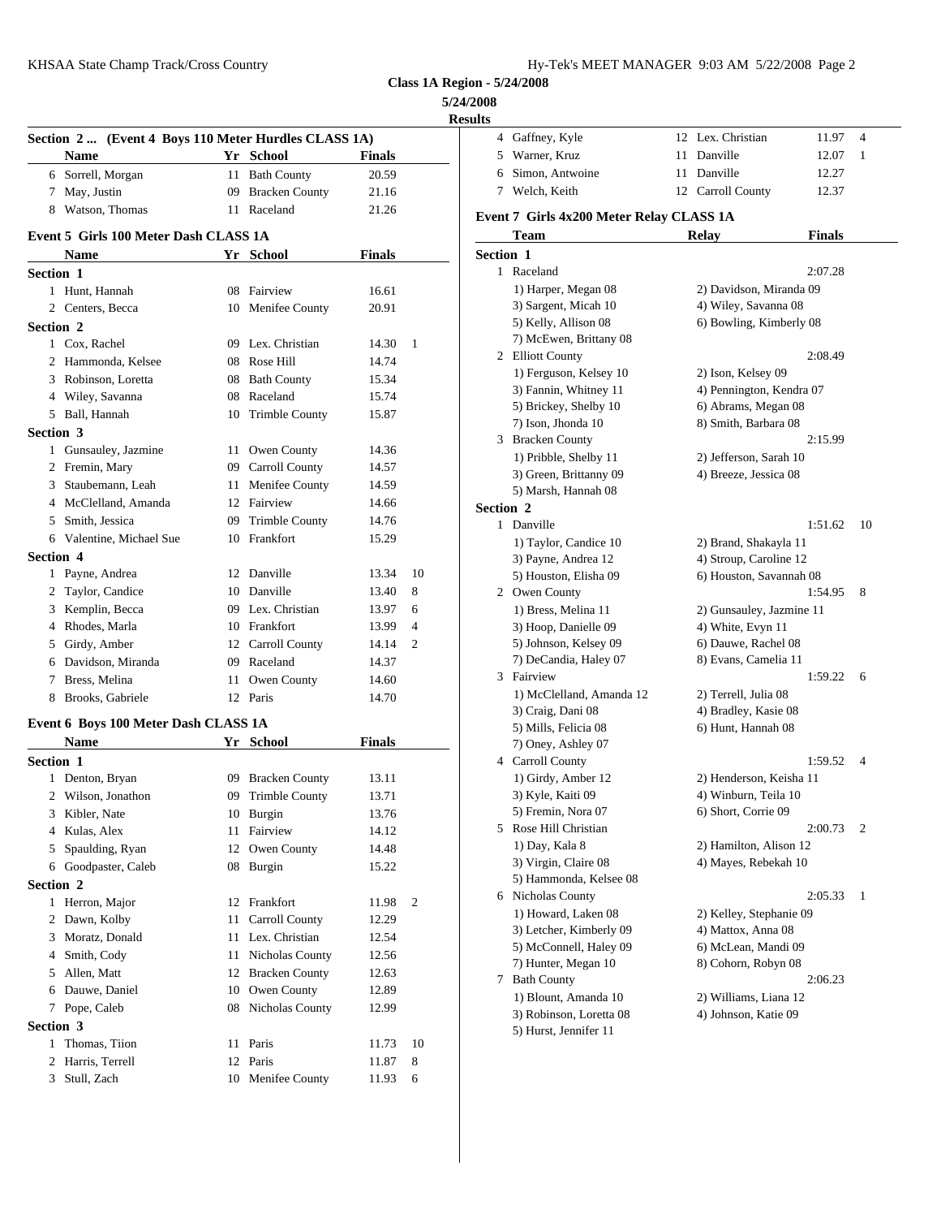**Class 1A Region - 5/24/2008**

**5/24/2008**

**Results**

### Section 2 ... (Event 4 Boys 110 Meter Hurdles CLASS 1A)

| | Name | Yr | School | Finals | |
|---|---|---|---|---|---|
| 6 | Sorrell, Morgan | 11 | Bath County | 20.59 | |
| 7 | May, Justin | 09 | Bracken County | 21.16 | |
| 8 | Watson, Thomas | 11 | Raceland | 21.26 | |

### Event 5 Girls 100 Meter Dash CLASS 1A

| | Name | Yr | School | Finals | |
|---|---|---|---|---|---|
| **Section 1** | | | | | |
| 1 | Hunt, Hannah | 08 | Fairview | 16.61 | |
| 2 | Centers, Becca | 10 | Menifee County | 20.91 | |
| **Section 2** | | | | | |
| 1 | Cox, Rachel | 09 | Lex. Christian | 14.30 | 1 |
| 2 | Hammonda, Kelsee | 08 | Rose Hill | 14.74 | |
| 3 | Robinson, Loretta | 08 | Bath County | 15.34 | |
| 4 | Wiley, Savanna | 08 | Raceland | 15.74 | |
| 5 | Ball, Hannah | 10 | Trimble County | 15.87 | |
| **Section 3** | | | | | |
| 1 | Gunsauley, Jazmine | 11 | Owen County | 14.36 | |
| 2 | Fremin, Mary | 09 | Carroll County | 14.57 | |
| 3 | Staubemann, Leah | 11 | Menifee County | 14.59 | |
| 4 | McClelland, Amanda | 12 | Fairview | 14.66 | |
| 5 | Smith, Jessica | 09 | Trimble County | 14.76 | |
| 6 | Valentine, Michael Sue | 10 | Frankfort | 15.29 | |
| **Section 4** | | | | | |
| 1 | Payne, Andrea | 12 | Danville | 13.34 | 10 |
| 2 | Taylor, Candice | 10 | Danville | 13.40 | 8 |
| 3 | Kemplin, Becca | 09 | Lex. Christian | 13.97 | 6 |
| 4 | Rhodes, Marla | 10 | Frankfort | 13.99 | 4 |
| 5 | Girdy, Amber | 12 | Carroll County | 14.14 | 2 |
| 6 | Davidson, Miranda | 09 | Raceland | 14.37 | |
| 7 | Bress, Melina | 11 | Owen County | 14.60 | |
| 8 | Brooks, Gabriele | 12 | Paris | 14.70 | |

### Event 6 Boys 100 Meter Dash CLASS 1A

| | Name | Yr | School | Finals | |
|---|---|---|---|---|---|
| **Section 1** | | | | | |
| 1 | Denton, Bryan | 09 | Bracken County | 13.11 | |
| 2 | Wilson, Jonathon | 09 | Trimble County | 13.71 | |
| 3 | Kibler, Nate | 10 | Burgin | 13.76 | |
| 4 | Kulas, Alex | 11 | Fairview | 14.12 | |
| 5 | Spaulding, Ryan | 12 | Owen County | 14.48 | |
| 6 | Goodpaster, Caleb | 08 | Burgin | 15.22 | |
| **Section 2** | | | | | |
| 1 | Herron, Major | 12 | Frankfort | 11.98 | 2 |
| 2 | Dawn, Kolby | 11 | Carroll County | 12.29 | |
| 3 | Moratz, Donald | 11 | Lex. Christian | 12.54 | |
| 4 | Smith, Cody | 11 | Nicholas County | 12.56 | |
| 5 | Allen, Matt | 12 | Bracken County | 12.63 | |
| 6 | Dauwe, Daniel | 10 | Owen County | 12.89 | |
| 7 | Pope, Caleb | 08 | Nicholas County | 12.99 | |
| **Section 3** | | | | | |
| 1 | Thomas, Tiion | 11 | Paris | 11.73 | 10 |
| 2 | Harris, Terrell | 12 | Paris | 11.87 | 8 |
| 3 | Stull, Zach | 10 | Menifee County | 11.93 | 6 |
| 4 | Gaffney, Kyle | 12 | Lex. Christian | 11.97 | 4 |
| 5 | Warner, Kruz | 11 | Danville | 12.07 | 1 |
| 6 | Simon, Antwoine | 11 | Danville | 12.27 | |
| 7 | Welch, Keith | 12 | Carroll County | 12.37 | |

### Event 7 Girls 4x200 Meter Relay CLASS 1A

| | Team | Relay | Finals | |
|---|---|---|---|---|
| **Section 1** | | | | |
| 1 | Raceland | | 2:07.28 | |
| | 1) Harper, Megan 08 | 2) Davidson, Miranda 09 | | |
| | 3) Sargent, Micah 10 | 4) Wiley, Savanna 08 | | |
| | 5) Kelly, Allison 08 | 6) Bowling, Kimberly 08 | | |
| | 7) McEwen, Brittany 08 | | | |
| 2 | Elliott County | | 2:08.49 | |
| | 1) Ferguson, Kelsey 10 | 2) Ison, Kelsey 09 | | |
| | 3) Fannin, Whitney 11 | 4) Pennington, Kendra 07 | | |
| | 5) Brickey, Shelby 10 | 6) Abrams, Megan 08 | | |
| | 7) Ison, Jhonda 10 | 8) Smith, Barbara 08 | | |
| 3 | Bracken County | | 2:15.99 | |
| | 1) Pribble, Shelby 11 | 2) Jefferson, Sarah 10 | | |
| | 3) Green, Brittanny 09 | 4) Breeze, Jessica 08 | | |
| | 5) Marsh, Hannah 08 | | | |
| **Section 2** | | | | |
| 1 | Danville | | 1:51.62 | 10 |
| | 1) Taylor, Candice 10 | 2) Brand, Shakayla 11 | | |
| | 3) Payne, Andrea 12 | 4) Stroup, Caroline 12 | | |
| | 5) Houston, Elisha 09 | 6) Houston, Savannah 08 | | |
| 2 | Owen County | | 1:54.95 | 8 |
| | 1) Bress, Melina 11 | 2) Gunsauley, Jazmine 11 | | |
| | 3) Hoop, Danielle 09 | 4) White, Evyn 11 | | |
| | 5) Johnson, Kelsey 09 | 6) Dauwe, Rachel 08 | | |
| | 7) DeCandia, Haley 07 | 8) Evans, Camelia 11 | | |
| 3 | Fairview | | 1:59.22 | 6 |
| | 1) McClelland, Amanda 12 | 2) Terrell, Julia 08 | | |
| | 3) Craig, Dani 08 | 4) Bradley, Kasie 08 | | |
| | 5) Mills, Felicia 08 | 6) Hunt, Hannah 08 | | |
| | 7) Oney, Ashley 07 | | | |
| 4 | Carroll County | | 1:59.52 | 4 |
| | 1) Girdy, Amber 12 | 2) Henderson, Keisha 11 | | |
| | 3) Kyle, Kaiti 09 | 4) Winburn, Teila 10 | | |
| | 5) Fremin, Nora 07 | 6) Short, Corrie 09 | | |
| 5 | Rose Hill Christian | | 2:00.73 | 2 |
| | 1) Day, Kala 8 | 2) Hamilton, Alison 12 | | |
| | 3) Virgin, Claire 08 | 4) Mayes, Rebekah 10 | | |
| | 5) Hammonda, Kelsee 08 | | | |
| 6 | Nicholas County | | 2:05.33 | 1 |
| | 1) Howard, Laken 08 | 2) Kelley, Stephanie 09 | | |
| | 3) Letcher, Kimberly 09 | 4) Mattox, Anna 08 | | |
| | 5) McConnell, Haley 09 | 6) McLean, Mandi 09 | | |
| | 7) Hunter, Megan 10 | 8) Cohorn, Robyn 08 | | |
| 7 | Bath County | | 2:06.23 | |
| | 1) Blount, Amanda 10 | 2) Williams, Liana 12 | | |
| | 3) Robinson, Loretta 08 | 4) Johnson, Katie 09 | | |
| | 5) Hurst, Jennifer 11 | | | |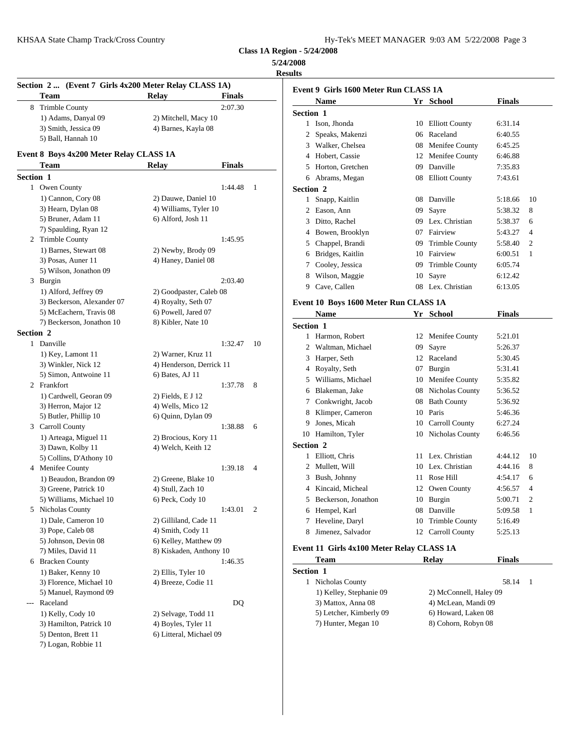**Class 1A Region - 5/24/2008**

**5/24/2008**

**Results**

### Section 2 ... (Event 7 Girls 4x200 Meter Relay CLASS 1A)

| | Team | Relay | Finals | |
|---|---|---|---|---|
| 8 | Trimble County | | 2:07.30 | |
| | 1) Adams, Danyal 09 | 2) Mitchell, Macy 10 | | |
| | 3) Smith, Jessica 09 | 4) Barnes, Kayla 08 | | |
| | 5) Ball, Hannah 10 | | | |

### Event 8 Boys 4x200 Meter Relay CLASS 1A

| | Team | Relay | Finals | |
|---|---|---|---|---|
| **Section 1** | | | | |
| 1 | Owen County | | 1:44.48 | 1 |
| | 1) Cannon, Cory 08 | 2) Dauwe, Daniel 10 | | |
| | 3) Hearn, Dylan 08 | 4) Williams, Tyler 10 | | |
| | 5) Bruner, Adam 11 | 6) Alford, Josh 11 | | |
| | 7) Spaulding, Ryan 12 | | | |
| 2 | Trimble County | | 1:45.95 | |
| | 1) Barnes, Stewart 08 | 2) Newby, Brody 09 | | |
| | 3) Posas, Auner 11 | 4) Haney, Daniel 08 | | |
| | 5) Wilson, Jonathon 09 | | | |
| 3 | Burgin | | 2:03.40 | |
| | 1) Alford, Jeffrey 09 | 2) Goodpaster, Caleb 08 | | |
| | 3) Beckerson, Alexander 07 | 4) Royalty, Seth 07 | | |
| | 5) McEachern, Travis 08 | 6) Powell, Jared 07 | | |
| | 7) Beckerson, Jonathon 10 | 8) Kibler, Nate 10 | | |
| **Section 2** | | | | |
| 1 | Danville | | 1:32.47 | 10 |
| | 1) Key, Lamont 11 | 2) Warner, Kruz 11 | | |
| | 3) Winkler, Nick 12 | 4) Henderson, Derrick 11 | | |
| | 5) Simon, Antwoine 11 | 6) Bates, AJ 11 | | |
| 2 | Frankfort | | 1:37.78 | 8 |
| | 1) Cardwell, Georan 09 | 2) Fields, E J 12 | | |
| | 3) Herron, Major 12 | 4) Wells, Mico 12 | | |
| | 5) Butler, Phillip 10 | 6) Quinn, Dylan 09 | | |
| 3 | Carroll County | | 1:38.88 | 6 |
| | 1) Arteaga, Miguel 11 | 2) Brocious, Kory 11 | | |
| | 3) Dawn, Kolby 11 | 4) Welch, Keith 12 | | |
| | 5) Collins, D'Athony 10 | | | |
| 4 | Menifee County | | 1:39.18 | 4 |
| | 1) Beaudon, Brandon 09 | 2) Greene, Blake 10 | | |
| | 3) Greene, Patrick 10 | 4) Stull, Zach 10 | | |
| | 5) Williams, Michael 10 | 6) Peck, Cody 10 | | |
| 5 | Nicholas County | | 1:43.01 | 2 |
| | 1) Dale, Cameron 10 | 2) Gilliland, Cade 11 | | |
| | 3) Pope, Caleb 08 | 4) Smith, Cody 11 | | |
| | 5) Johnson, Devin 08 | 6) Kelley, Matthew 09 | | |
| | 7) Miles, David 11 | 8) Kiskaden, Anthony 10 | | |
| 6 | Bracken County | | 1:46.35 | |
| | 1) Baker, Kenny 10 | 2) Ellis, Tyler 10 | | |
| | 3) Florence, Michael 10 | 4) Breeze, Codie 11 | | |
| | 5) Manuel, Raymond 09 | | | |
| --- | Raceland | | DQ | |
| | 1) Kelly, Cody 10 | 2) Selvage, Todd 11 | | |
| | 3) Hamilton, Patrick 10 | 4) Boyles, Tyler 11 | | |
| | 5) Denton, Brett 11 | 6) Litteral, Michael 09 | | |
| | 7) Logan, Robbie 11 | | | |

### Event 9 Girls 1600 Meter Run CLASS 1A

| | Name | Yr | School | Finals | |
|---|---|---|---|---|---|
| **Section 1** | | | | | |
| 1 | Ison, Jhonda | 10 | Elliott County | 6:31.14 | |
| 2 | Speaks, Makenzi | 06 | Raceland | 6:40.55 | |
| 3 | Walker, Chelsea | 08 | Menifee County | 6:45.25 | |
| 4 | Hobert, Cassie | 12 | Menifee County | 6:46.88 | |
| 5 | Horton, Gretchen | 09 | Danville | 7:35.83 | |
| 6 | Abrams, Megan | 08 | Elliott County | 7:43.61 | |
| **Section 2** | | | | | |
| 1 | Snapp, Kaitlin | 08 | Danville | 5:18.66 | 10 |
| 2 | Eason, Ann | 09 | Sayre | 5:38.32 | 8 |
| 3 | Ditto, Rachel | 09 | Lex. Christian | 5:38.37 | 6 |
| 4 | Bowen, Brooklyn | 07 | Fairview | 5:43.27 | 4 |
| 5 | Chappel, Brandi | 09 | Trimble County | 5:58.40 | 2 |
| 6 | Bridges, Kaitlin | 10 | Fairview | 6:00.51 | 1 |
| 7 | Cooley, Jessica | 09 | Trimble County | 6:05.74 | |
| 8 | Wilson, Maggie | 10 | Sayre | 6:12.42 | |
| 9 | Cave, Callen | 08 | Lex. Christian | 6:13.05 | |

### Event 10 Boys 1600 Meter Run CLASS 1A

| | Name | Yr | School | Finals | |
|---|---|---|---|---|---|
| **Section 1** | | | | | |
| 1 | Harmon, Robert | 12 | Menifee County | 5:21.01 | |
| 2 | Waltman, Michael | 09 | Sayre | 5:26.37 | |
| 3 | Harper, Seth | 12 | Raceland | 5:30.45 | |
| 4 | Royalty, Seth | 07 | Burgin | 5:31.41 | |
| 5 | Williams, Michael | 10 | Menifee County | 5:35.82 | |
| 6 | Blakeman, Jake | 08 | Nicholas County | 5:36.52 | |
| 7 | Conkwright, Jacob | 08 | Bath County | 5:36.92 | |
| 8 | Klimper, Cameron | 10 | Paris | 5:46.36 | |
| 9 | Jones, Micah | 10 | Carroll County | 6:27.24 | |
| 10 | Hamilton, Tyler | 10 | Nicholas County | 6:46.56 | |
| **Section 2** | | | | | |
| 1 | Elliott, Chris | 11 | Lex. Christian | 4:44.12 | 10 |
| 2 | Mullett, Will | 10 | Lex. Christian | 4:44.16 | 8 |
| 3 | Bush, Johnny | 11 | Rose Hill | 4:54.17 | 6 |
| 4 | Kincaid, Micheal | 12 | Owen County | 4:56.57 | 4 |
| 5 | Beckerson, Jonathon | 10 | Burgin | 5:00.71 | 2 |
| 6 | Hempel, Karl | 08 | Danville | 5:09.58 | 1 |
| 7 | Heveline, Daryl | 10 | Trimble County | 5:16.49 | |
| 8 | Jimenez, Salvador | 12 | Carroll County | 5:25.13 | |

### Event 11 Girls 4x100 Meter Relay CLASS 1A

| | Team | Relay | Finals | |
|---|---|---|---|---|
| **Section 1** | | | | |
| 1 | Nicholas County | | 58.14 | 1 |
| | 1) Kelley, Stephanie 09 | 2) McConnell, Haley 09 | | |
| | 3) Mattox, Anna 08 | 4) McLean, Mandi 09 | | |
| | 5) Letcher, Kimberly 09 | 6) Howard, Laken 08 | | |
| | 7) Hunter, Megan 10 | 8) Cohorn, Robyn 08 | | |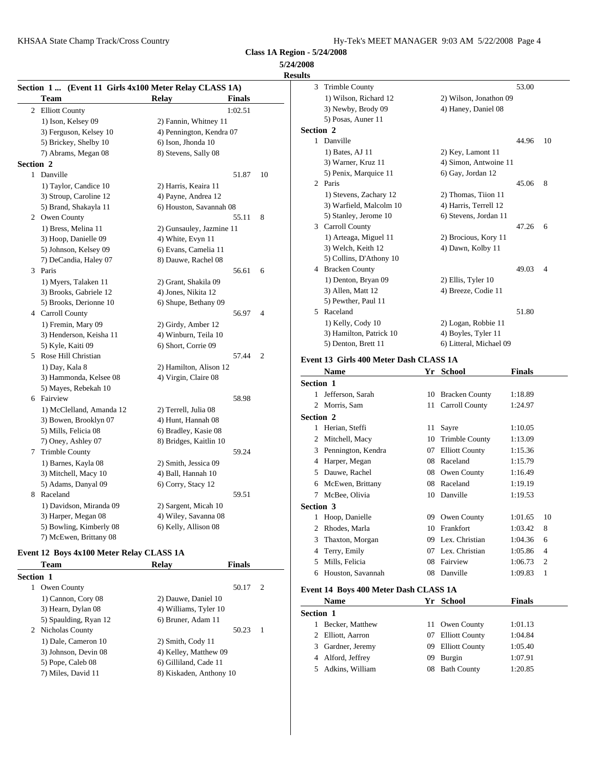**Class 1A Region - 5/24/2008**

**5/24/2008**

**Results**

### Section 1 ... (Event 11 Girls 4x100 Meter Relay CLASS 1A)

| | Team | Relay | Finals | |
|---|---|---|---|---|
| 2 | Elliott County | | 1:02.51 | |
| | 1) Ison, Kelsey 09 | 2) Fannin, Whitney 11 | | |
| | 3) Ferguson, Kelsey 10 | 4) Pennington, Kendra 07 | | |
| | 5) Brickey, Shelby 10 | 6) Ison, Jhonda 10 | | |
| | 7) Abrams, Megan 08 | 8) Stevens, Sally 08 | | |
| **Section 2** | | | | |
| 1 | Danville | | 51.87 | 10 |
| | 1) Taylor, Candice 10 | 2) Harris, Keaira 11 | | |
| | 3) Stroup, Caroline 12 | 4) Payne, Andrea 12 | | |
| | 5) Brand, Shakayla 11 | 6) Houston, Savannah 08 | | |
| 2 | Owen County | | 55.11 | 8 |
| | 1) Bress, Melina 11 | 2) Gunsauley, Jazmine 11 | | |
| | 3) Hoop, Danielle 09 | 4) White, Evyn 11 | | |
| | 5) Johnson, Kelsey 09 | 6) Evans, Camelia 11 | | |
| | 7) DeCandia, Haley 07 | 8) Dauwe, Rachel 08 | | |
| 3 | Paris | | 56.61 | 6 |
| | 1) Myers, Talaken 11 | 2) Grant, Shakila 09 | | |
| | 3) Brooks, Gabriele 12 | 4) Jones, Nikita 12 | | |
| | 5) Brooks, Derionne 10 | 6) Shupe, Bethany 09 | | |
| 4 | Carroll County | | 56.97 | 4 |
| | 1) Fremin, Mary 09 | 2) Girdy, Amber 12 | | |
| | 3) Henderson, Keisha 11 | 4) Winburn, Teila 10 | | |
| | 5) Kyle, Kaiti 09 | 6) Short, Corrie 09 | | |
| 5 | Rose Hill Christian | | 57.44 | 2 |
| | 1) Day, Kala 8 | 2) Hamilton, Alison 12 | | |
| | 3) Hammonda, Kelsee 08 | 4) Virgin, Claire 08 | | |
| | 5) Mayes, Rebekah 10 | | | |
| 6 | Fairview | | 58.98 | |
| | 1) McClelland, Amanda 12 | 2) Terrell, Julia 08 | | |
| | 3) Bowen, Brooklyn 07 | 4) Hunt, Hannah 08 | | |
| | 5) Mills, Felicia 08 | 6) Bradley, Kasie 08 | | |
| | 7) Oney, Ashley 07 | 8) Bridges, Kaitlin 10 | | |
| 7 | Trimble County | | 59.24 | |
| | 1) Barnes, Kayla 08 | 2) Smith, Jessica 09 | | |
| | 3) Mitchell, Macy 10 | 4) Ball, Hannah 10 | | |
| | 5) Adams, Danyal 09 | 6) Corry, Stacy 12 | | |
| 8 | Raceland | | 59.51 | |
| | 1) Davidson, Miranda 09 | 2) Sargent, Micah 10 | | |
| | 3) Harper, Megan 08 | 4) Wiley, Savanna 08 | | |
| | 5) Bowling, Kimberly 08 | 6) Kelly, Allison 08 | | |
| | 7) McEwen, Brittany 08 | | | |

### Event 12 Boys 4x100 Meter Relay CLASS 1A

| | Team | Relay | Finals | |
|---|---|---|---|---|
| **Section 1** | | | | |
| 1 | Owen County | | 50.17 | 2 |
| | 1) Cannon, Cory 08 | 2) Dauwe, Daniel 10 | | |
| | 3) Hearn, Dylan 08 | 4) Williams, Tyler 10 | | |
| | 5) Spaulding, Ryan 12 | 6) Bruner, Adam 11 | | |
| 2 | Nicholas County | | 50.23 | 1 |
| | 1) Dale, Cameron 10 | 2) Smith, Cody 11 | | |
| | 3) Johnson, Devin 08 | 4) Kelley, Matthew 09 | | |
| | 5) Pope, Caleb 08 | 6) Gilliland, Cade 11 | | |
| | 7) Miles, David 11 | 8) Kiskaden, Anthony 10 | | |
| 3 | Trimble County | | 53.00 | |
| | 1) Wilson, Richard 12 | 2) Wilson, Jonathon 09 | | |
| | 3) Newby, Brody 09 | 4) Haney, Daniel 08 | | |
| | 5) Posas, Auner 11 | | | |
| **Section 2** | | | | |
| 1 | Danville | | 44.96 | 10 |
| | 1) Bates, AJ 11 | 2) Key, Lamont 11 | | |
| | 3) Warner, Kruz 11 | 4) Simon, Antwoine 11 | | |
| | 5) Penix, Marquice 11 | 6) Gay, Jordan 12 | | |
| 2 | Paris | | 45.06 | 8 |
| | 1) Stevens, Zachary 12 | 2) Thomas, Tiion 11 | | |
| | 3) Warfield, Malcolm 10 | 4) Harris, Terrell 12 | | |
| | 5) Stanley, Jerome 10 | 6) Stevens, Jordan 11 | | |
| 3 | Carroll County | | 47.26 | 6 |
| | 1) Arteaga, Miguel 11 | 2) Brocious, Kory 11 | | |
| | 3) Welch, Keith 12 | 4) Dawn, Kolby 11 | | |
| | 5) Collins, D'Athony 10 | | | |
| 4 | Bracken County | | 49.03 | 4 |
| | 1) Denton, Bryan 09 | 2) Ellis, Tyler 10 | | |
| | 3) Allen, Matt 12 | 4) Breeze, Codie 11 | | |
| | 5) Pewther, Paul 11 | | | |
| 5 | Raceland | | 51.80 | |
| | 1) Kelly, Cody 10 | 2) Logan, Robbie 11 | | |
| | 3) Hamilton, Patrick 10 | 4) Boyles, Tyler 11 | | |
| | 5) Denton, Brett 11 | 6) Litteral, Michael 09 | | |

### Event 13 Girls 400 Meter Dash CLASS 1A

| | Name | Yr | School | Finals | |
|---|---|---|---|---|---|
| **Section 1** | | | | | |
| 1 | Jefferson, Sarah | 10 | Bracken County | 1:18.89 | |
| 2 | Morris, Sam | 11 | Carroll County | 1:24.97 | |
| **Section 2** | | | | | |
| 1 | Herian, Steffi | 11 | Sayre | 1:10.05 | |
| 2 | Mitchell, Macy | 10 | Trimble County | 1:13.09 | |
| 3 | Pennington, Kendra | 07 | Elliott County | 1:15.36 | |
| 4 | Harper, Megan | 08 | Raceland | 1:15.79 | |
| 5 | Dauwe, Rachel | 08 | Owen County | 1:16.49 | |
| 6 | McEwen, Brittany | 08 | Raceland | 1:19.19 | |
| 7 | McBee, Olivia | 10 | Danville | 1:19.53 | |
| **Section 3** | | | | | |
| 1 | Hoop, Danielle | 09 | Owen County | 1:01.65 | 10 |
| 2 | Rhodes, Marla | 10 | Frankfort | 1:03.42 | 8 |
| 3 | Thaxton, Morgan | 09 | Lex. Christian | 1:04.36 | 6 |
| 4 | Terry, Emily | 07 | Lex. Christian | 1:05.86 | 4 |
| 5 | Mills, Felicia | 08 | Fairview | 1:06.73 | 2 |
| 6 | Houston, Savannah | 08 | Danville | 1:09.83 | 1 |

### Event 14 Boys 400 Meter Dash CLASS 1A

| | Name | Yr | School | Finals |
|---|---|---|---|---|
| **Section 1** | | | | |
| 1 | Becker, Matthew | 11 | Owen County | 1:01.13 |
| 2 | Elliott, Aarron | 07 | Elliott County | 1:04.84 |
| 3 | Gardner, Jeremy | 09 | Elliott County | 1:05.40 |
| 4 | Alford, Jeffrey | 09 | Burgin | 1:07.91 |
| 5 | Adkins, William | 08 | Bath County | 1:20.85 |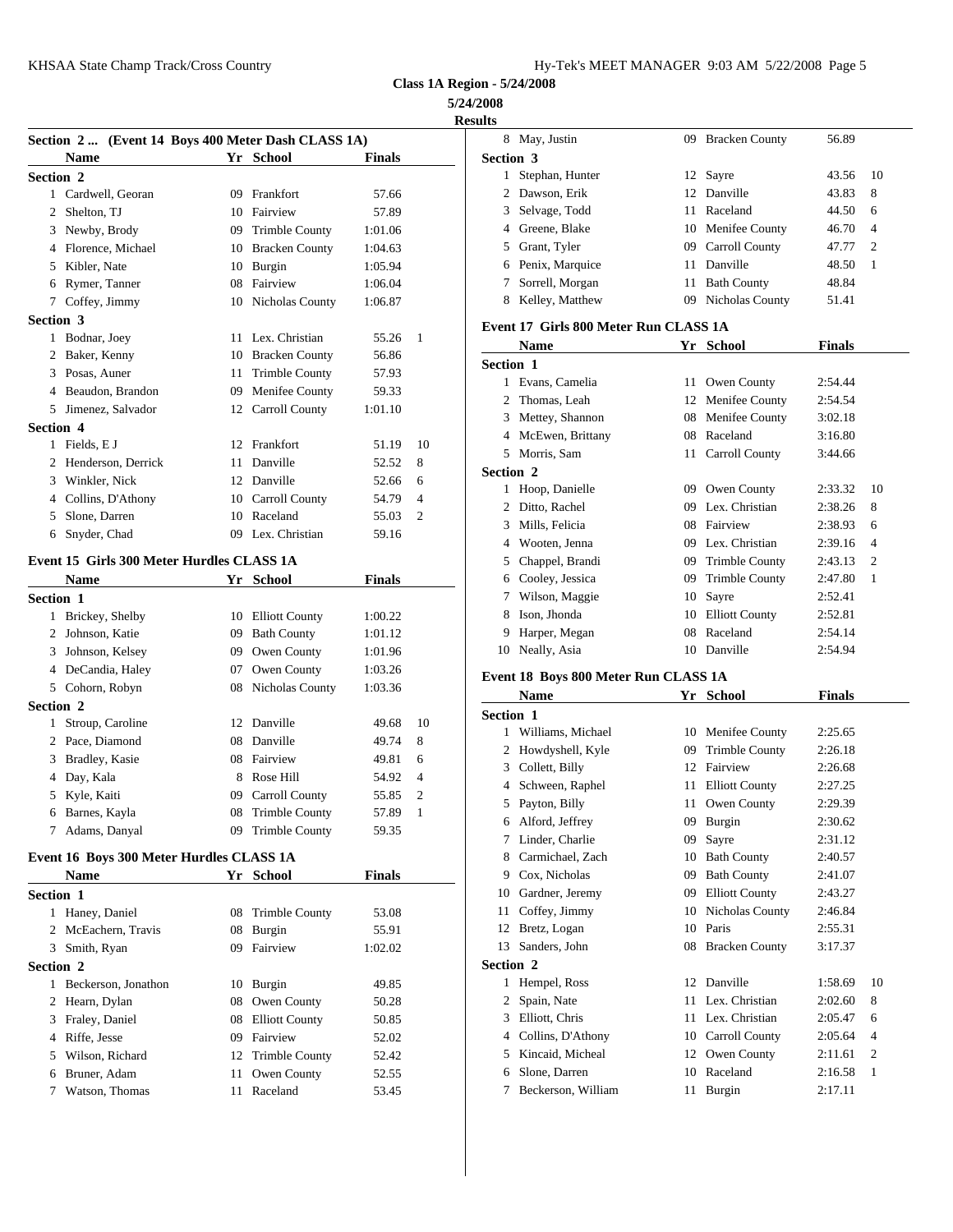**Class 1A Region - 5/24/2008**

**5/24/2008**

**Results**

### Section 2 ... (Event 14 Boys 400 Meter Dash CLASS 1A)

| | Name | Yr | School | Finals | |
|---|---|---|---|---|---|
| **Section 2** | | | | | |
| 1 | Cardwell, Georan | 09 | Frankfort | 57.66 | |
| 2 | Shelton, TJ | 10 | Fairview | 57.89 | |
| 3 | Newby, Brody | 09 | Trimble County | 1:01.06 | |
| 4 | Florence, Michael | 10 | Bracken County | 1:04.63 | |
| 5 | Kibler, Nate | 10 | Burgin | 1:05.94 | |
| 6 | Rymer, Tanner | 08 | Fairview | 1:06.04 | |
| 7 | Coffey, Jimmy | 10 | Nicholas County | 1:06.87 | |
| **Section 3** | | | | | |
| 1 | Bodnar, Joey | 11 | Lex. Christian | 55.26 | 1 |
| 2 | Baker, Kenny | 10 | Bracken County | 56.86 | |
| 3 | Posas, Auner | 11 | Trimble County | 57.93 | |
| 4 | Beaudon, Brandon | 09 | Menifee County | 59.33 | |
| 5 | Jimenez, Salvador | 12 | Carroll County | 1:01.10 | |
| **Section 4** | | | | | |
| 1 | Fields, E J | 12 | Frankfort | 51.19 | 10 |
| 2 | Henderson, Derrick | 11 | Danville | 52.52 | 8 |
| 3 | Winkler, Nick | 12 | Danville | 52.66 | 6 |
| 4 | Collins, D'Athony | 10 | Carroll County | 54.79 | 4 |
| 5 | Slone, Darren | 10 | Raceland | 55.03 | 2 |
| 6 | Snyder, Chad | 09 | Lex. Christian | 59.16 | |

### Event 15 Girls 300 Meter Hurdles CLASS 1A

| | Name | Yr | School | Finals | |
|---|---|---|---|---|---|
| **Section 1** | | | | | |
| 1 | Brickey, Shelby | 10 | Elliott County | 1:00.22 | |
| 2 | Johnson, Katie | 09 | Bath County | 1:01.12 | |
| 3 | Johnson, Kelsey | 09 | Owen County | 1:01.96 | |
| 4 | DeCandia, Haley | 07 | Owen County | 1:03.26 | |
| 5 | Cohorn, Robyn | 08 | Nicholas County | 1:03.36 | |
| **Section 2** | | | | | |
| 1 | Stroup, Caroline | 12 | Danville | 49.68 | 10 |
| 2 | Pace, Diamond | 08 | Danville | 49.74 | 8 |
| 3 | Bradley, Kasie | 08 | Fairview | 49.81 | 6 |
| 4 | Day, Kala | 8 | Rose Hill | 54.92 | 4 |
| 5 | Kyle, Kaiti | 09 | Carroll County | 55.85 | 2 |
| 6 | Barnes, Kayla | 08 | Trimble County | 57.89 | 1 |
| 7 | Adams, Danyal | 09 | Trimble County | 59.35 | |

### Event 16 Boys 300 Meter Hurdles CLASS 1A

| | Name | Yr | School | Finals | |
|---|---|---|---|---|---|
| **Section 1** | | | | | |
| 1 | Haney, Daniel | 08 | Trimble County | 53.08 | |
| 2 | McEachern, Travis | 08 | Burgin | 55.91 | |
| 3 | Smith, Ryan | 09 | Fairview | 1:02.02 | |
| **Section 2** | | | | | |
| 1 | Beckerson, Jonathon | 10 | Burgin | 49.85 | |
| 2 | Hearn, Dylan | 08 | Owen County | 50.28 | |
| 3 | Fraley, Daniel | 08 | Elliott County | 50.85 | |
| 4 | Riffe, Jesse | 09 | Fairview | 52.02 | |
| 5 | Wilson, Richard | 12 | Trimble County | 52.42 | |
| 6 | Bruner, Adam | 11 | Owen County | 52.55 | |
| 7 | Watson, Thomas | 11 | Raceland | 53.45 | |
| 8 | May, Justin | 09 | Bracken County | 56.89 | |
| **Section 3** | | | | | |
| 1 | Stephan, Hunter | 12 | Sayre | 43.56 | 10 |
| 2 | Dawson, Erik | 12 | Danville | 43.83 | 8 |
| 3 | Selvage, Todd | 11 | Raceland | 44.50 | 6 |
| 4 | Greene, Blake | 10 | Menifee County | 46.70 | 4 |
| 5 | Grant, Tyler | 09 | Carroll County | 47.77 | 2 |
| 6 | Penix, Marquice | 11 | Danville | 48.50 | 1 |
| 7 | Sorrell, Morgan | 11 | Bath County | 48.84 | |
| 8 | Kelley, Matthew | 09 | Nicholas County | 51.41 | |

### Event 17 Girls 800 Meter Run CLASS 1A

| | Name | Yr | School | Finals | |
|---|---|---|---|---|---|
| **Section 1** | | | | | |
| 1 | Evans, Camelia | 11 | Owen County | 2:54.44 | |
| 2 | Thomas, Leah | 12 | Menifee County | 2:54.54 | |
| 3 | Mettey, Shannon | 08 | Menifee County | 3:02.18 | |
| 4 | McEwen, Brittany | 08 | Raceland | 3:16.80 | |
| 5 | Morris, Sam | 11 | Carroll County | 3:44.66 | |
| **Section 2** | | | | | |
| 1 | Hoop, Danielle | 09 | Owen County | 2:33.32 | 10 |
| 2 | Ditto, Rachel | 09 | Lex. Christian | 2:38.26 | 8 |
| 3 | Mills, Felicia | 08 | Fairview | 2:38.93 | 6 |
| 4 | Wooten, Jenna | 09 | Lex. Christian | 2:39.16 | 4 |
| 5 | Chappel, Brandi | 09 | Trimble County | 2:43.13 | 2 |
| 6 | Cooley, Jessica | 09 | Trimble County | 2:47.80 | 1 |
| 7 | Wilson, Maggie | 10 | Sayre | 2:52.41 | |
| 8 | Ison, Jhonda | 10 | Elliott County | 2:52.81 | |
| 9 | Harper, Megan | 08 | Raceland | 2:54.14 | |
| 10 | Neally, Asia | 10 | Danville | 2:54.94 | |

### Event 18 Boys 800 Meter Run CLASS 1A

| | Name | Yr | School | Finals | |
|---|---|---|---|---|---|
| **Section 1** | | | | | |
| 1 | Williams, Michael | 10 | Menifee County | 2:25.65 | |
| 2 | Howdyshell, Kyle | 09 | Trimble County | 2:26.18 | |
| 3 | Collett, Billy | 12 | Fairview | 2:26.68 | |
| 4 | Schween, Raphel | 11 | Elliott County | 2:27.25 | |
| 5 | Payton, Billy | 11 | Owen County | 2:29.39 | |
| 6 | Alford, Jeffrey | 09 | Burgin | 2:30.62 | |
| 7 | Linder, Charlie | 09 | Sayre | 2:31.12 | |
| 8 | Carmichael, Zach | 10 | Bath County | 2:40.57 | |
| 9 | Cox, Nicholas | 09 | Bath County | 2:41.07 | |
| 10 | Gardner, Jeremy | 09 | Elliott County | 2:43.27 | |
| 11 | Coffey, Jimmy | 10 | Nicholas County | 2:46.84 | |
| 12 | Bretz, Logan | 10 | Paris | 2:55.31 | |
| 13 | Sanders, John | 08 | Bracken County | 3:17.37 | |
| **Section 2** | | | | | |
| 1 | Hempel, Ross | 12 | Danville | 1:58.69 | 10 |
| 2 | Spain, Nate | 11 | Lex. Christian | 2:02.60 | 8 |
| 3 | Elliott, Chris | 11 | Lex. Christian | 2:05.47 | 6 |
| 4 | Collins, D'Athony | 10 | Carroll County | 2:05.64 | 4 |
| 5 | Kincaid, Micheal | 12 | Owen County | 2:11.61 | 2 |
| 6 | Slone, Darren | 10 | Raceland | 2:16.58 | 1 |
| 7 | Beckerson, William | 11 | Burgin | 2:17.11 | |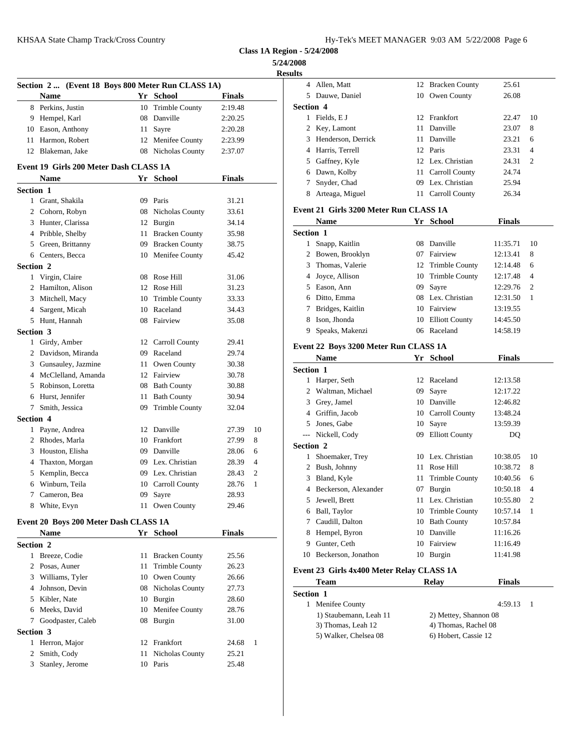**Class 1A Region - 5/24/2008**

**5/24/2008**

**Results**

### Section 2 ... (Event 18 Boys 800 Meter Run CLASS 1A)

| | Name | Yr | School | Finals | |
|---|---|---|---|---|---|
| 8 | Perkins, Justin | 10 | Trimble County | 2:19.48 | |
| 9 | Hempel, Karl | 08 | Danville | 2:20.25 | |
| 10 | Eason, Anthony | 11 | Sayre | 2:20.28 | |
| 11 | Harmon, Robert | 12 | Menifee County | 2:23.99 | |
| 12 | Blakeman, Jake | 08 | Nicholas County | 2:37.07 | |

### Event 19 Girls 200 Meter Dash CLASS 1A

| | Name | Yr | School | Finals | |
|---|---|---|---|---|---|
| **Section 1** | | | | | |
| 1 | Grant, Shakila | 09 | Paris | 31.21 | |
| 2 | Cohorn, Robyn | 08 | Nicholas County | 33.61 | |
| 3 | Hunter, Clarissa | 12 | Burgin | 34.14 | |
| 4 | Pribble, Shelby | 11 | Bracken County | 35.98 | |
| 5 | Green, Brittanny | 09 | Bracken County | 38.75 | |
| 6 | Centers, Becca | 10 | Menifee County | 45.42 | |
| **Section 2** | | | | | |
| 1 | Virgin, Claire | 08 | Rose Hill | 31.06 | |
| 2 | Hamilton, Alison | 12 | Rose Hill | 31.23 | |
| 3 | Mitchell, Macy | 10 | Trimble County | 33.33 | |
| 4 | Sargent, Micah | 10 | Raceland | 34.43 | |
| 5 | Hunt, Hannah | 08 | Fairview | 35.08 | |
| **Section 3** | | | | | |
| 1 | Girdy, Amber | 12 | Carroll County | 29.41 | |
| 2 | Davidson, Miranda | 09 | Raceland | 29.74 | |
| 3 | Gunsauley, Jazmine | 11 | Owen County | 30.38 | |
| 4 | McClelland, Amanda | 12 | Fairview | 30.78 | |
| 5 | Robinson, Loretta | 08 | Bath County | 30.88 | |
| 6 | Hurst, Jennifer | 11 | Bath County | 30.94 | |
| 7 | Smith, Jessica | 09 | Trimble County | 32.04 | |
| **Section 4** | | | | | |
| 1 | Payne, Andrea | 12 | Danville | 27.39 | 10 |
| 2 | Rhodes, Marla | 10 | Frankfort | 27.99 | 8 |
| 3 | Houston, Elisha | 09 | Danville | 28.06 | 6 |
| 4 | Thaxton, Morgan | 09 | Lex. Christian | 28.39 | 4 |
| 5 | Kemplin, Becca | 09 | Lex. Christian | 28.43 | 2 |
| 6 | Winburn, Teila | 10 | Carroll County | 28.76 | 1 |
| 7 | Cameron, Bea | 09 | Sayre | 28.93 | |
| 8 | White, Evyn | 11 | Owen County | 29.46 | |

### Event 20 Boys 200 Meter Dash CLASS 1A

| | Name | Yr | School | Finals | |
|---|---|---|---|---|---|
| **Section 2** | | | | | |
| 1 | Breeze, Codie | 11 | Bracken County | 25.56 | |
| 2 | Posas, Auner | 11 | Trimble County | 26.23 | |
| 3 | Williams, Tyler | 10 | Owen County | 26.66 | |
| 4 | Johnson, Devin | 08 | Nicholas County | 27.73 | |
| 5 | Kibler, Nate | 10 | Burgin | 28.60 | |
| 6 | Meeks, David | 10 | Menifee County | 28.76 | |
| 7 | Goodpaster, Caleb | 08 | Burgin | 31.00 | |
| **Section 3** | | | | | |
| 1 | Herron, Major | 12 | Frankfort | 24.68 | 1 |
| 2 | Smith, Cody | 11 | Nicholas County | 25.21 | |
| 3 | Stanley, Jerome | 10 | Paris | 25.48 | |
| 4 | Allen, Matt | 12 | Bracken County | 25.61 | |
| 5 | Dauwe, Daniel | 10 | Owen County | 26.08 | |
| **Section 4** | | | | | |
| 1 | Fields, E J | 12 | Frankfort | 22.47 | 10 |
| 2 | Key, Lamont | 11 | Danville | 23.07 | 8 |
| 3 | Henderson, Derrick | 11 | Danville | 23.21 | 6 |
| 4 | Harris, Terrell | 12 | Paris | 23.31 | 4 |
| 5 | Gaffney, Kyle | 12 | Lex. Christian | 24.31 | 2 |
| 6 | Dawn, Kolby | 11 | Carroll County | 24.74 | |
| 7 | Snyder, Chad | 09 | Lex. Christian | 25.94 | |
| 8 | Arteaga, Miguel | 11 | Carroll County | 26.34 | |

### Event 21 Girls 3200 Meter Run CLASS 1A

| | Name | Yr | School | Finals | |
|---|---|---|---|---|---|
| **Section 1** | | | | | |
| 1 | Snapp, Kaitlin | 08 | Danville | 11:35.71 | 10 |
| 2 | Bowen, Brooklyn | 07 | Fairview | 12:13.41 | 8 |
| 3 | Thomas, Valerie | 12 | Trimble County | 12:14.48 | 6 |
| 4 | Joyce, Allison | 10 | Trimble County | 12:17.48 | 4 |
| 5 | Eason, Ann | 09 | Sayre | 12:29.76 | 2 |
| 6 | Ditto, Emma | 08 | Lex. Christian | 12:31.50 | 1 |
| 7 | Bridges, Kaitlin | 10 | Fairview | 13:19.55 | |
| 8 | Ison, Jhonda | 10 | Elliott County | 14:45.50 | |
| 9 | Speaks, Makenzi | 06 | Raceland | 14:58.19 | |

### Event 22 Boys 3200 Meter Run CLASS 1A

| | Name | Yr | School | Finals | |
|---|---|---|---|---|---|
| **Section 1** | | | | | |
| 1 | Harper, Seth | 12 | Raceland | 12:13.58 | |
| 2 | Waltman, Michael | 09 | Sayre | 12:17.22 | |
| 3 | Grey, Jamel | 10 | Danville | 12:46.82 | |
| 4 | Griffin, Jacob | 10 | Carroll County | 13:48.24 | |
| 5 | Jones, Gabe | 10 | Sayre | 13:59.39 | |
| --- | Nickell, Cody | 09 | Elliott County | DQ | |
| **Section 2** | | | | | |
| 1 | Shoemaker, Trey | 10 | Lex. Christian | 10:38.05 | 10 |
| 2 | Bush, Johnny | 11 | Rose Hill | 10:38.72 | 8 |
| 3 | Bland, Kyle | 11 | Trimble County | 10:40.56 | 6 |
| 4 | Beckerson, Alexander | 07 | Burgin | 10:50.18 | 4 |
| 5 | Jewell, Brett | 11 | Lex. Christian | 10:55.80 | 2 |
| 6 | Ball, Taylor | 10 | Trimble County | 10:57.14 | 1 |
| 7 | Caudill, Dalton | 10 | Bath County | 10:57.84 | |
| 8 | Hempel, Byron | 10 | Danville | 11:16.26 | |
| 9 | Gunter, Ceth | 10 | Fairview | 11:16.49 | |
| 10 | Beckerson, Jonathon | 10 | Burgin | 11:41.98 | |

### Event 23 Girls 4x400 Meter Relay CLASS 1A

| | Team | Relay | Finals | |
|---|---|---|---|---|
| **Section 1** | | | | |
| 1 | Menifee County | | 4:59.13 | 1 |

1) Staubemann, Leah 11 — 2) Mettey, Shannon 08
3) Thomas, Leah 12 — 4) Thomas, Rachel 08
5) Walker, Chelsea 08 — 6) Hobert, Cassie 12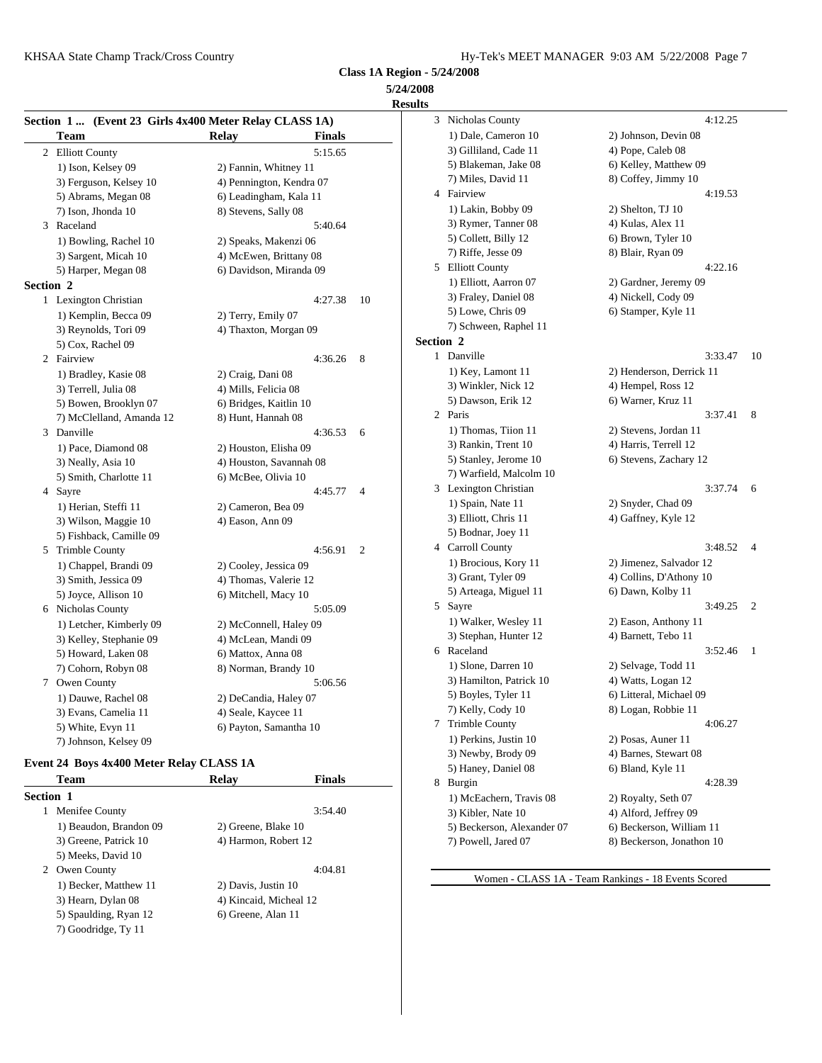**Class 1A Region - 5/24/2008**

**5/24/2008**

**Results**

### Section 1 ... (Event 23 Girls 4x400 Meter Relay CLASS 1A)

| | Team | Relay | Finals | |
|---|---|---|---|---|
| 2 | Elliott County | | 5:15.65 | |
| | 1) Ison, Kelsey 09 | 2) Fannin, Whitney 11 | | |
| | 3) Ferguson, Kelsey 10 | 4) Pennington, Kendra 07 | | |
| | 5) Abrams, Megan 08 | 6) Leadingham, Kala 11 | | |
| | 7) Ison, Jhonda 10 | 8) Stevens, Sally 08 | | |
| 3 | Raceland | | 5:40.64 | |
| | 1) Bowling, Rachel 10 | 2) Speaks, Makenzi 06 | | |
| | 3) Sargent, Micah 10 | 4) McEwen, Brittany 08 | | |
| | 5) Harper, Megan 08 | 6) Davidson, Miranda 09 | | |
| **Section 2** | | | | |
| 1 | Lexington Christian | | 4:27.38 | 10 |
| | 1) Kemplin, Becca 09 | 2) Terry, Emily 07 | | |
| | 3) Reynolds, Tori 09 | 4) Thaxton, Morgan 09 | | |
| | 5) Cox, Rachel 09 | | | |
| 2 | Fairview | | 4:36.26 | 8 |
| | 1) Bradley, Kasie 08 | 2) Craig, Dani 08 | | |
| | 3) Terrell, Julia 08 | 4) Mills, Felicia 08 | | |
| | 5) Bowen, Brooklyn 07 | 6) Bridges, Kaitlin 10 | | |
| | 7) McClelland, Amanda 12 | 8) Hunt, Hannah 08 | | |
| 3 | Danville | | 4:36.53 | 6 |
| | 1) Pace, Diamond 08 | 2) Houston, Elisha 09 | | |
| | 3) Neally, Asia 10 | 4) Houston, Savannah 08 | | |
| | 5) Smith, Charlotte 11 | 6) McBee, Olivia 10 | | |
| 4 | Sayre | | 4:45.77 | 4 |
| | 1) Herian, Steffi 11 | 2) Cameron, Bea 09 | | |
| | 3) Wilson, Maggie 10 | 4) Eason, Ann 09 | | |
| | 5) Fishback, Camille 09 | | | |
| 5 | Trimble County | | 4:56.91 | 2 |
| | 1) Chappel, Brandi 09 | 2) Cooley, Jessica 09 | | |
| | 3) Smith, Jessica 09 | 4) Thomas, Valerie 12 | | |
| | 5) Joyce, Allison 10 | 6) Mitchell, Macy 10 | | |
| 6 | Nicholas County | | 5:05.09 | |
| | 1) Letcher, Kimberly 09 | 2) McConnell, Haley 09 | | |
| | 3) Kelley, Stephanie 09 | 4) McLean, Mandi 09 | | |
| | 5) Howard, Laken 08 | 6) Mattox, Anna 08 | | |
| | 7) Cohorn, Robyn 08 | 8) Norman, Brandy 10 | | |
| 7 | Owen County | | 5:06.56 | |
| | 1) Dauwe, Rachel 08 | 2) DeCandia, Haley 07 | | |
| | 3) Evans, Camelia 11 | 4) Seale, Kaycee 11 | | |
| | 5) White, Evyn 11 | 6) Payton, Samantha 10 | | |
| | 7) Johnson, Kelsey 09 | | | |

### Event 24 Boys 4x400 Meter Relay CLASS 1A

| | Team | Relay | Finals | |
|---|---|---|---|---|
| **Section 1** | | | | |
| 1 | Menifee County | | 3:54.40 | |
| | 1) Beaudon, Brandon 09 | 2) Greene, Blake 10 | | |
| | 3) Greene, Patrick 10 | 4) Harmon, Robert 12 | | |
| | 5) Meeks, David 10 | | | |
| 2 | Owen County | | 4:04.81 | |
| | 1) Becker, Matthew 11 | 2) Davis, Justin 10 | | |
| | 3) Hearn, Dylan 08 | 4) Kincaid, Micheal 12 | | |
| | 5) Spaulding, Ryan 12 | 6) Greene, Alan 11 | | |
| | 7) Goodridge, Ty 11 | | | |
| 3 | Nicholas County | | 4:12.25 | |
| | 1) Dale, Cameron 10 | 2) Johnson, Devin 08 | | |
| | 3) Gilliland, Cade 11 | 4) Pope, Caleb 08 | | |
| | 5) Blakeman, Jake 08 | 6) Kelley, Matthew 09 | | |
| | 7) Miles, David 11 | 8) Coffey, Jimmy 10 | | |
| 4 | Fairview | | 4:19.53 | |
| | 1) Lakin, Bobby 09 | 2) Shelton, TJ 10 | | |
| | 3) Rymer, Tanner 08 | 4) Kulas, Alex 11 | | |
| | 5) Collett, Billy 12 | 6) Brown, Tyler 10 | | |
| | 7) Riffe, Jesse 09 | 8) Blair, Ryan 09 | | |
| 5 | Elliott County | | 4:22.16 | |
| | 1) Elliott, Aarron 07 | 2) Gardner, Jeremy 09 | | |
| | 3) Fraley, Daniel 08 | 4) Nickell, Cody 09 | | |
| | 5) Lowe, Chris 09 | 6) Stamper, Kyle 11 | | |
| | 7) Schween, Raphel 11 | | | |
| **Section 2** | | | | |
| 1 | Danville | | 3:33.47 | 10 |
| | 1) Key, Lamont 11 | 2) Henderson, Derrick 11 | | |
| | 3) Winkler, Nick 12 | 4) Hempel, Ross 12 | | |
| | 5) Dawson, Erik 12 | 6) Warner, Kruz 11 | | |
| 2 | Paris | | 3:37.41 | 8 |
| | 1) Thomas, Tiion 11 | 2) Stevens, Jordan 11 | | |
| | 3) Rankin, Trent 10 | 4) Harris, Terrell 12 | | |
| | 5) Stanley, Jerome 10 | 6) Stevens, Zachary 12 | | |
| | 7) Warfield, Malcolm 10 | | | |
| 3 | Lexington Christian | | 3:37.74 | 6 |
| | 1) Spain, Nate 11 | 2) Snyder, Chad 09 | | |
| | 3) Elliott, Chris 11 | 4) Gaffney, Kyle 12 | | |
| | 5) Bodnar, Joey 11 | | | |
| 4 | Carroll County | | 3:48.52 | 4 |
| | 1) Brocious, Kory 11 | 2) Jimenez, Salvador 12 | | |
| | 3) Grant, Tyler 09 | 4) Collins, D'Athony 10 | | |
| | 5) Arteaga, Miguel 11 | 6) Dawn, Kolby 11 | | |
| 5 | Sayre | | 3:49.25 | 2 |
| | 1) Walker, Wesley 11 | 2) Eason, Anthony 11 | | |
| | 3) Stephan, Hunter 12 | 4) Barnett, Tebo 11 | | |
| 6 | Raceland | | 3:52.46 | 1 |
| | 1) Slone, Darren 10 | 2) Selvage, Todd 11 | | |
| | 3) Hamilton, Patrick 10 | 4) Watts, Logan 12 | | |
| | 5) Boyles, Tyler 11 | 6) Litteral, Michael 09 | | |
| | 7) Kelly, Cody 10 | 8) Logan, Robbie 11 | | |
| 7 | Trimble County | | 4:06.27 | |
| | 1) Perkins, Justin 10 | 2) Posas, Auner 11 | | |
| | 3) Newby, Brody 09 | 4) Barnes, Stewart 08 | | |
| | 5) Haney, Daniel 08 | 6) Bland, Kyle 11 | | |
| 8 | Burgin | | 4:28.39 | |
| | 1) McEachern, Travis 08 | 2) Royalty, Seth 07 | | |
| | 3) Kibler, Nate 10 | 4) Alford, Jeffrey 09 | | |
| | 5) Beckerson, Alexander 07 | 6) Beckerson, William 11 | | |
| | 7) Powell, Jared 07 | 8) Beckerson, Jonathon 10 | | |

Women - CLASS 1A - Team Rankings - 18 Events Scored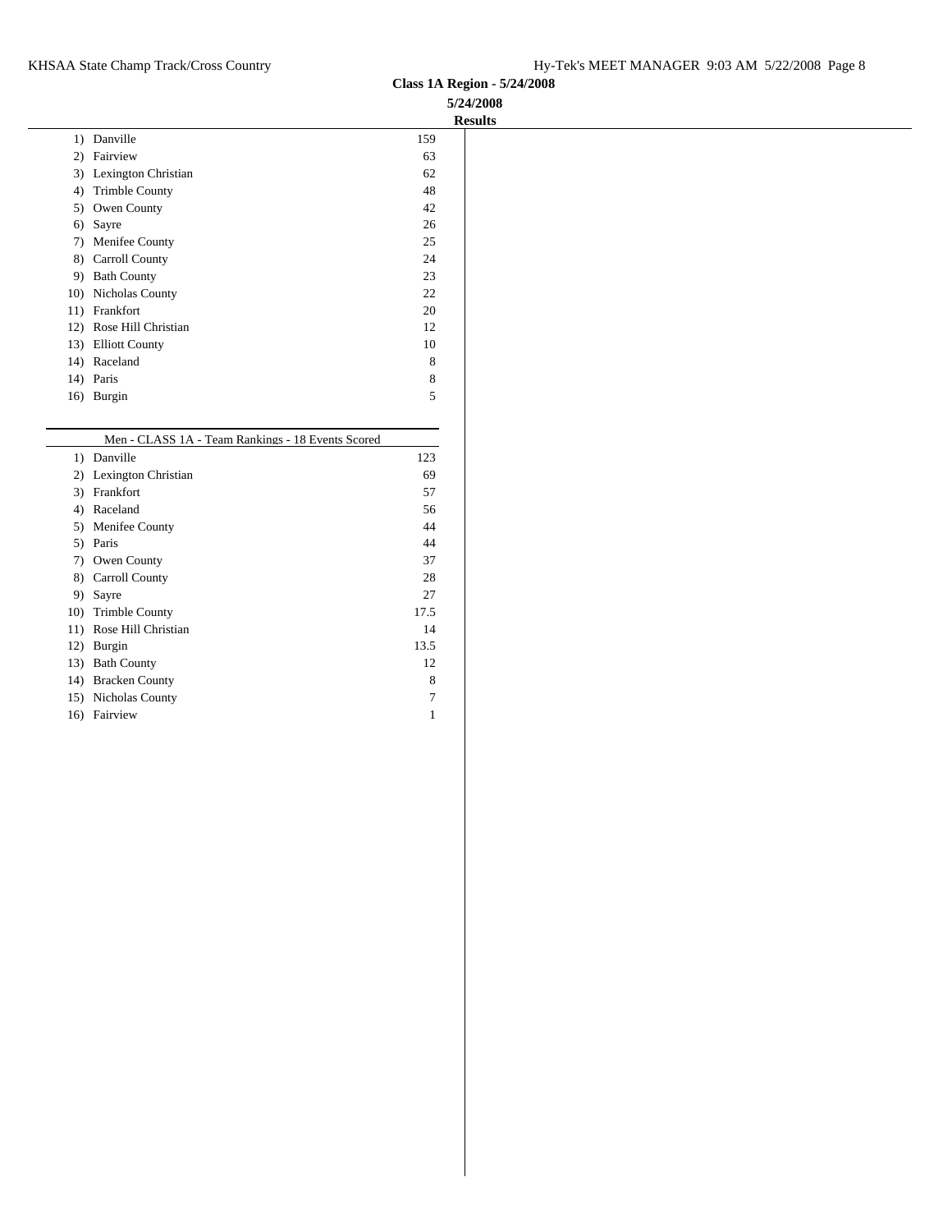**Class 1A Region - 5/24/2008**

**5/24/2008**

**Results**

| | | |
|---|---|---|
| 1) | Danville | 159 |
| 2) | Fairview | 63 |
| 3) | Lexington Christian | 62 |
| 4) | Trimble County | 48 |
| 5) | Owen County | 42 |
| 6) | Sayre | 26 |
| 7) | Menifee County | 25 |
| 8) | Carroll County | 24 |
| 9) | Bath County | 23 |
| 10) | Nicholas County | 22 |
| 11) | Frankfort | 20 |
| 12) | Rose Hill Christian | 12 |
| 13) | Elliott County | 10 |
| 14) | Raceland | 8 |
| 14) | Paris | 8 |
| 16) | Burgin | 5 |

Men - CLASS 1A - Team Rankings - 18 Events Scored

| | | |
|---|---|---|
| 1) | Danville | 123 |
| 2) | Lexington Christian | 69 |
| 3) | Frankfort | 57 |
| 4) | Raceland | 56 |
| 5) | Menifee County | 44 |
| 5) | Paris | 44 |
| 7) | Owen County | 37 |
| 8) | Carroll County | 28 |
| 9) | Sayre | 27 |
| 10) | Trimble County | 17.5 |
| 11) | Rose Hill Christian | 14 |
| 12) | Burgin | 13.5 |
| 13) | Bath County | 12 |
| 14) | Bracken County | 8 |
| 15) | Nicholas County | 7 |
| 16) | Fairview | 1 |